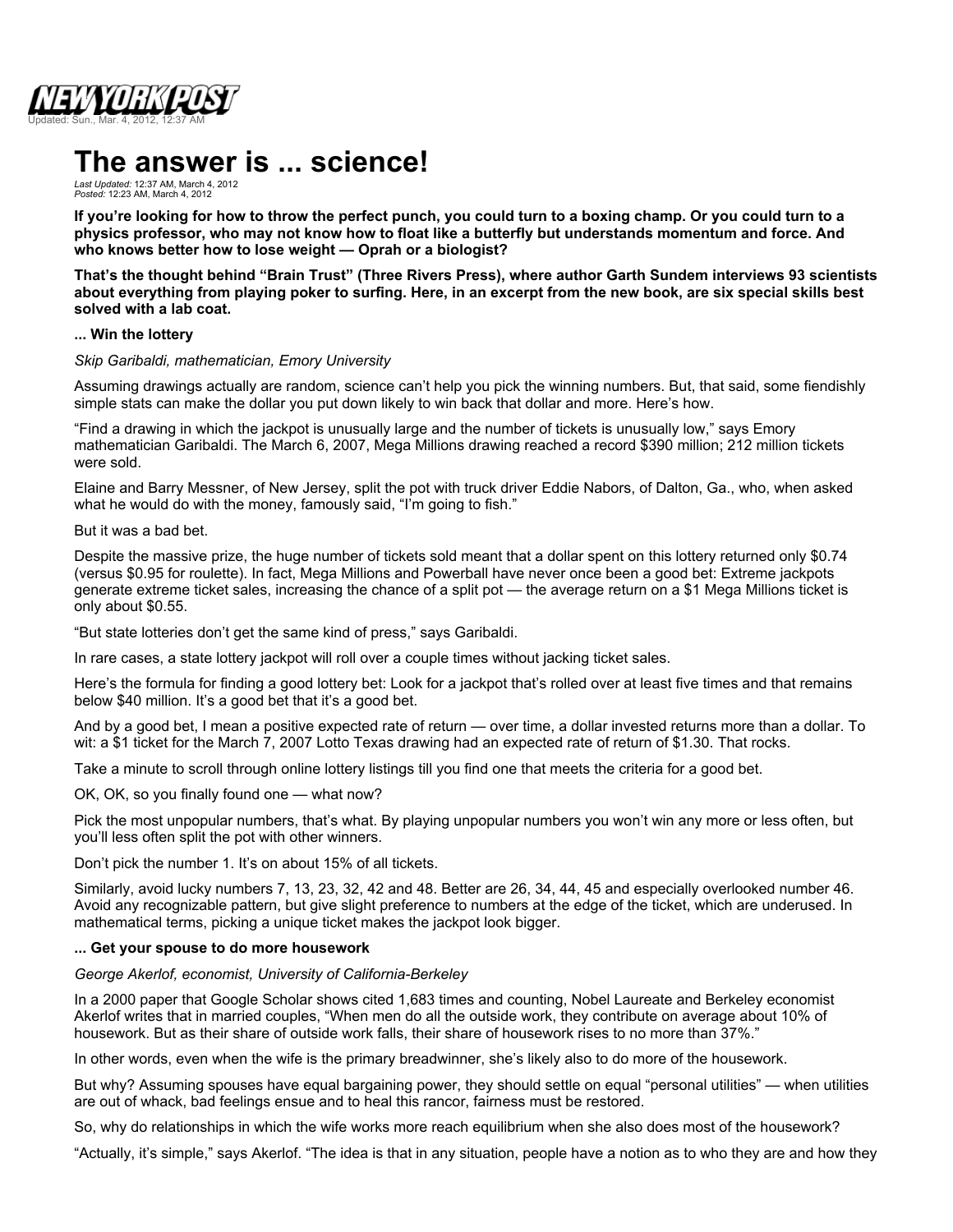Updated: Sun., Mar. 4, 2012, 12:37 AM

# The answer is ... science!

*Last Updated:* 12:37 AM, March 4, 2012
*Posted:* 12:23 AM, March 4, 2012

**If you're looking for how to throw the perfect punch, you could turn to a boxing champ. Or you could turn to a physics professor, who may not know how to float like a butterfly but understands momentum and force. And who knows better how to lose weight — Oprah or a biologist?**

**That's the thought behind "Brain Trust" (Three Rivers Press), where author Garth Sundem interviews 93 scientists about everything from playing poker to surfing. Here, in an excerpt from the new book, are six special skills best solved with a lab coat.**

**... Win the lottery**

*Skip Garibaldi, mathematician, Emory University*

Assuming drawings actually are random, science can't help you pick the winning numbers. But, that said, some fiendishly simple stats can make the dollar you put down likely to win back that dollar and more. Here's how.

"Find a drawing in which the jackpot is unusually large and the number of tickets is unusually low," says Emory mathematician Garibaldi. The March 6, 2007, Mega Millions drawing reached a record $390 million; 212 million tickets were sold.

Elaine and Barry Messner, of New Jersey, split the pot with truck driver Eddie Nabors, of Dalton, Ga., who, when asked what he would do with the money, famously said, "I'm going to fish."

But it was a bad bet.

Despite the massive prize, the huge number of tickets sold meant that a dollar spent on this lottery returned only $0.74 (versus $0.95 for roulette). In fact, Mega Millions and Powerball have never once been a good bet: Extreme jackpots generate extreme ticket sales, increasing the chance of a split pot — the average return on a $1 Mega Millions ticket is only about $0.55.

"But state lotteries don't get the same kind of press," says Garibaldi.

In rare cases, a state lottery jackpot will roll over a couple times without jacking ticket sales.

Here's the formula for finding a good lottery bet: Look for a jackpot that's rolled over at least five times and that remains below $40 million. It's a good bet that it's a good bet.

And by a good bet, I mean a positive expected rate of return — over time, a dollar invested returns more than a dollar. To wit: a $1 ticket for the March 7, 2007 Lotto Texas drawing had an expected rate of return of $1.30. That rocks.

Take a minute to scroll through online lottery listings till you find one that meets the criteria for a good bet.

OK, OK, so you finally found one — what now?

Pick the most unpopular numbers, that's what. By playing unpopular numbers you won't win any more or less often, but you'll less often split the pot with other winners.

Don't pick the number 1. It's on about 15% of all tickets.

Similarly, avoid lucky numbers 7, 13, 23, 32, 42 and 48. Better are 26, 34, 44, 45 and especially overlooked number 46. Avoid any recognizable pattern, but give slight preference to numbers at the edge of the ticket, which are underused. In mathematical terms, picking a unique ticket makes the jackpot look bigger.

**... Get your spouse to do more housework**

*George Akerlof, economist, University of California-Berkeley*

In a 2000 paper that Google Scholar shows cited 1,683 times and counting, Nobel Laureate and Berkeley economist Akerlof writes that in married couples, "When men do all the outside work, they contribute on average about 10% of housework. But as their share of outside work falls, their share of housework rises to no more than 37%."

In other words, even when the wife is the primary breadwinner, she's likely also to do more of the housework.

But why? Assuming spouses have equal bargaining power, they should settle on equal "personal utilities" — when utilities are out of whack, bad feelings ensue and to heal this rancor, fairness must be restored.

So, why do relationships in which the wife works more reach equilibrium when she also does most of the housework?

"Actually, it's simple," says Akerlof. "The idea is that in any situation, people have a notion as to who they are and how they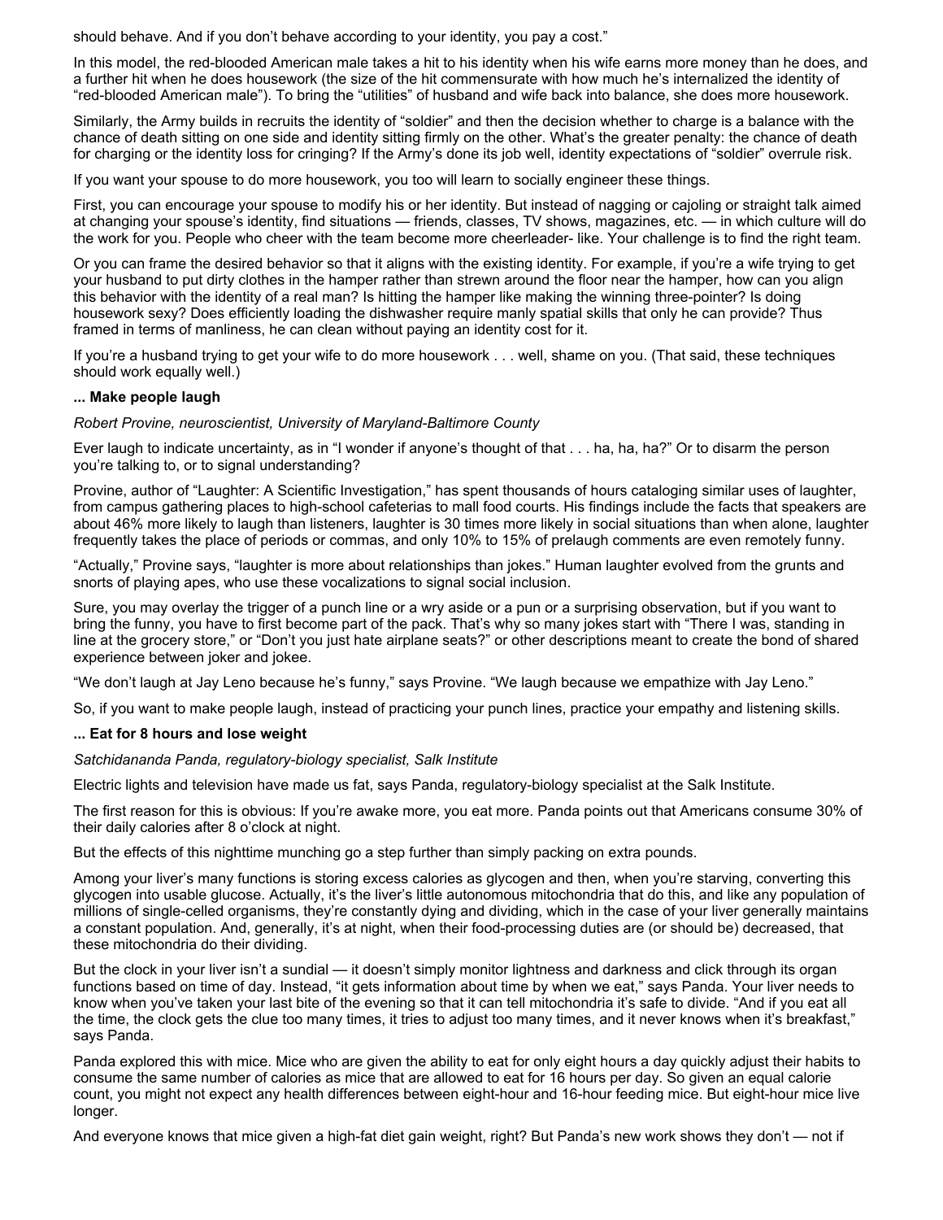should behave. And if you don't behave according to your identity, you pay a cost."

In this model, the red-blooded American male takes a hit to his identity when his wife earns more money than he does, and a further hit when he does housework (the size of the hit commensurate with how much he's internalized the identity of "red-blooded American male"). To bring the "utilities" of husband and wife back into balance, she does more housework.

Similarly, the Army builds in recruits the identity of "soldier" and then the decision whether to charge is a balance with the chance of death sitting on one side and identity sitting firmly on the other. What's the greater penalty: the chance of death for charging or the identity loss for cringing? If the Army's done its job well, identity expectations of "soldier" overrule risk.

If you want your spouse to do more housework, you too will learn to socially engineer these things.

First, you can encourage your spouse to modify his or her identity. But instead of nagging or cajoling or straight talk aimed at changing your spouse's identity, find situations — friends, classes, TV shows, magazines, etc. — in which culture will do the work for you. People who cheer with the team become more cheerleader- like. Your challenge is to find the right team.

Or you can frame the desired behavior so that it aligns with the existing identity. For example, if you're a wife trying to get your husband to put dirty clothes in the hamper rather than strewn around the floor near the hamper, how can you align this behavior with the identity of a real man? Is hitting the hamper like making the winning three-pointer? Is doing housework sexy? Does efficiently loading the dishwasher require manly spatial skills that only he can provide? Thus framed in terms of manliness, he can clean without paying an identity cost for it.

If you're a husband trying to get your wife to do more housework . . . well, shame on you. (That said, these techniques should work equally well.)

**... Make people laugh**

*Robert Provine, neuroscientist, University of Maryland-Baltimore County*

Ever laugh to indicate uncertainty, as in "I wonder if anyone's thought of that . . . ha, ha, ha?" Or to disarm the person you're talking to, or to signal understanding?

Provine, author of "Laughter: A Scientific Investigation," has spent thousands of hours cataloging similar uses of laughter, from campus gathering places to high-school cafeterias to mall food courts. His findings include the facts that speakers are about 46% more likely to laugh than listeners, laughter is 30 times more likely in social situations than when alone, laughter frequently takes the place of periods or commas, and only 10% to 15% of prelaugh comments are even remotely funny.

"Actually," Provine says, "laughter is more about relationships than jokes." Human laughter evolved from the grunts and snorts of playing apes, who use these vocalizations to signal social inclusion.

Sure, you may overlay the trigger of a punch line or a wry aside or a pun or a surprising observation, but if you want to bring the funny, you have to first become part of the pack. That's why so many jokes start with "There I was, standing in line at the grocery store," or "Don't you just hate airplane seats?" or other descriptions meant to create the bond of shared experience between joker and jokee.

"We don't laugh at Jay Leno because he's funny," says Provine. "We laugh because we empathize with Jay Leno."

So, if you want to make people laugh, instead of practicing your punch lines, practice your empathy and listening skills.

**... Eat for 8 hours and lose weight**

*Satchidananda Panda, regulatory-biology specialist, Salk Institute*

Electric lights and television have made us fat, says Panda, regulatory-biology specialist at the Salk Institute.

The first reason for this is obvious: If you're awake more, you eat more. Panda points out that Americans consume 30% of their daily calories after 8 o'clock at night.

But the effects of this nighttime munching go a step further than simply packing on extra pounds.

Among your liver's many functions is storing excess calories as glycogen and then, when you're starving, converting this glycogen into usable glucose. Actually, it's the liver's little autonomous mitochondria that do this, and like any population of millions of single-celled organisms, they're constantly dying and dividing, which in the case of your liver generally maintains a constant population. And, generally, it's at night, when their food-processing duties are (or should be) decreased, that these mitochondria do their dividing.

But the clock in your liver isn't a sundial — it doesn't simply monitor lightness and darkness and click through its organ functions based on time of day. Instead, "it gets information about time by when we eat," says Panda. Your liver needs to know when you've taken your last bite of the evening so that it can tell mitochondria it's safe to divide. "And if you eat all the time, the clock gets the clue too many times, it tries to adjust too many times, and it never knows when it's breakfast," says Panda.

Panda explored this with mice. Mice who are given the ability to eat for only eight hours a day quickly adjust their habits to consume the same number of calories as mice that are allowed to eat for 16 hours per day. So given an equal calorie count, you might not expect any health differences between eight-hour and 16-hour feeding mice. But eight-hour mice live longer.

And everyone knows that mice given a high-fat diet gain weight, right? But Panda's new work shows they don't — not if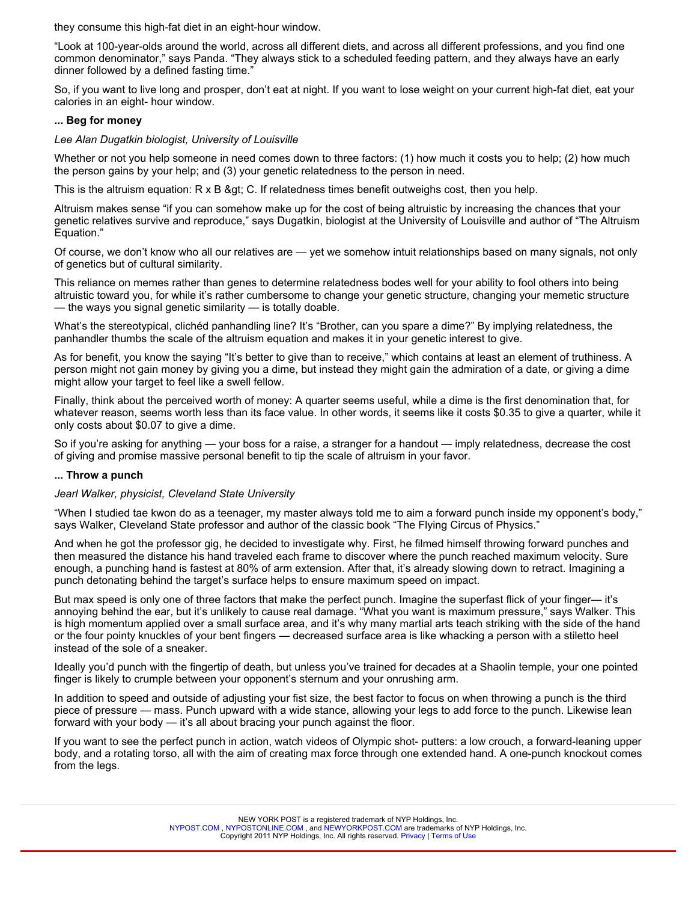they consume this high-fat diet in an eight-hour window.

“Look at 100-year-olds around the world, across all different diets, and across all different professions, and you find one common denominator,” says Panda. “They always stick to a scheduled feeding pattern, and they always have an early dinner followed by a defined fasting time.”

So, if you want to live long and prosper, don’t eat at night. If you want to lose weight on your current high-fat diet, eat your calories in an eight- hour window.

**... Beg for money**

*Lee Alan Dugatkin biologist, University of Louisville*

Whether or not you help someone in need comes down to three factors: (1) how much it costs you to help; (2) how much the person gains by your help; and (3) your genetic relatedness to the person in need.

This is the altruism equation: R x B &gt; C. If relatedness times benefit outweighs cost, then you help.

Altruism makes sense “if you can somehow make up for the cost of being altruistic by increasing the chances that your genetic relatives survive and reproduce,” says Dugatkin, biologist at the University of Louisville and author of “The Altruism Equation.”

Of course, we don’t know who all our relatives are — yet we somehow intuit relationships based on many signals, not only of genetics but of cultural similarity.

This reliance on memes rather than genes to determine relatedness bodes well for your ability to fool others into being altruistic toward you, for while it’s rather cumbersome to change your genetic structure, changing your memetic structure — the ways you signal genetic similarity — is totally doable.

What’s the stereotypical, clichéd panhandling line? It’s “Brother, can you spare a dime?” By implying relatedness, the panhandler thumbs the scale of the altruism equation and makes it in your genetic interest to give.

As for benefit, you know the saying “It’s better to give than to receive,” which contains at least an element of truthiness. A person might not gain money by giving you a dime, but instead they might gain the admiration of a date, or giving a dime might allow your target to feel like a swell fellow.

Finally, think about the perceived worth of money: A quarter seems useful, while a dime is the first denomination that, for whatever reason, seems worth less than its face value. In other words, it seems like it costs $0.35 to give a quarter, while it only costs about $0.07 to give a dime.

So if you’re asking for anything — your boss for a raise, a stranger for a handout — imply relatedness, decrease the cost of giving and promise massive personal benefit to tip the scale of altruism in your favor.

**... Throw a punch**

*Jearl Walker, physicist, Cleveland State University*

“When I studied tae kwon do as a teenager, my master always told me to aim a forward punch inside my opponent’s body,” says Walker, Cleveland State professor and author of the classic book “The Flying Circus of Physics.”

And when he got the professor gig, he decided to investigate why. First, he filmed himself throwing forward punches and then measured the distance his hand traveled each frame to discover where the punch reached maximum velocity. Sure enough, a punching hand is fastest at 80% of arm extension. After that, it’s already slowing down to retract. Imagining a punch detonating behind the target’s surface helps to ensure maximum speed on impact.

But max speed is only one of three factors that make the perfect punch. Imagine the superfast flick of your finger— it’s annoying behind the ear, but it’s unlikely to cause real damage. “What you want is maximum pressure,” says Walker. This is high momentum applied over a small surface area, and it’s why many martial arts teach striking with the side of the hand or the four pointy knuckles of your bent fingers — decreased surface area is like whacking a person with a stiletto heel instead of the sole of a sneaker.

Ideally you’d punch with the fingertip of death, but unless you’ve trained for decades at a Shaolin temple, your one pointed finger is likely to crumple between your opponent’s sternum and your onrushing arm.

In addition to speed and outside of adjusting your fist size, the best factor to focus on when throwing a punch is the third piece of pressure — mass. Punch upward with a wide stance, allowing your legs to add force to the punch. Likewise lean forward with your body — it’s all about bracing your punch against the floor.

If you want to see the perfect punch in action, watch videos of Olympic shot- putters: a low crouch, a forward-leaning upper body, and a rotating torso, all with the aim of creating max force through one extended hand. A one-punch knockout comes from the legs.

NEW YORK POST is a registered trademark of NYP Holdings, Inc.
NYPOST.COM , NYPOSTONLINE.COM , and NEWYORKPOST.COM are trademarks of NYP Holdings, Inc.
Copyright 2011 NYP Holdings, Inc. All rights reserved. Privacy | Terms of Use